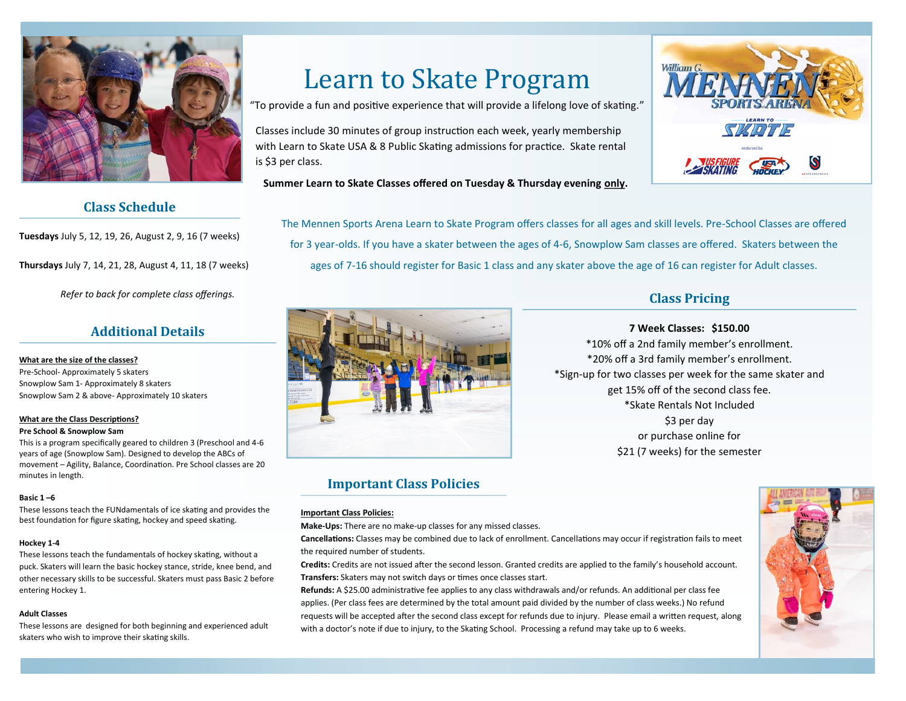# Learn to Skate Program

"To provide a fun and positive experience that will provide a lifelong love of skating."

Classes include 30 minutes of group instruction each week, yearly membership with Learn to Skate USA & 8 Public Skating admissions for practice. Skate rental is $3 per class.

**Summer Learn to Skate Classes offered on Tuesday & Thursday evening only.**

The Mennen Sports Arena Learn to Skate Program offers classes for all ages and skill levels. Pre-School Classes are offered for 3 year-olds. If you have a skater between the ages of 4-6, Snowplow Sam classes are offered. Skaters between the ages of 7-16 should register for Basic 1 class and any skater above the age of 16 can register for Adult classes.

## Class Schedule

**Tuesdays** July 5, 12, 19, 26, August 2, 9, 16 (7 weeks)

**Thursdays** July 7, 14, 21, 28, August 4, 11, 18 (7 weeks)

*Refer to back for complete class offerings.*

## Additional Details

**What are the size of the classes?**

Pre-School- Approximately 5 skaters
Snowplow Sam 1- Approximately 8 skaters
Snowplow Sam 2 & above- Approximately 10 skaters

**What are the Class Descriptions?**

**Pre School & Snowplow Sam**

This is a program specifically geared to children 3 (Preschool and 4-6 years of age (Snowplow Sam). Designed to develop the ABCs of movement – Agility, Balance, Coordination. Pre School classes are 20 minutes in length.

**Basic 1 –6**

These lessons teach the FUNdamentals of ice skating and provides the best foundation for figure skating, hockey and speed skating.

**Hockey 1-4**

These lessons teach the fundamentals of hockey skating, without a puck. Skaters will learn the basic hockey stance, stride, knee bend, and other necessary skills to be successful. Skaters must pass Basic 2 before entering Hockey 1.

**Adult Classes**

These lessons are designed for both beginning and experienced adult skaters who wish to improve their skating skills.

## Class Pricing

**7 Week Classes: $150.00**

*10% off a 2nd family member's enrollment.
*20% off a 3rd family member's enrollment.
*Sign-up for two classes per week for the same skater and get 15% off of the second class fee.
*Skate Rentals Not Included
$3 per day
or purchase online for
$21 (7 weeks) for the semester

## Important Class Policies

**Important Class Policies:**

**Make-Ups:** There are no make-up classes for any missed classes.

**Cancellations:** Classes may be combined due to lack of enrollment. Cancellations may occur if registration fails to meet the required number of students.

**Credits:** Credits are not issued after the second lesson. Granted credits are applied to the family's household account.

**Transfers:** Skaters may not switch days or times once classes start.

**Refunds:** A $25.00 administrative fee applies to any class withdrawals and/or refunds. An additional per class fee applies. (Per class fees are determined by the total amount paid divided by the number of class weeks.) No refund requests will be accepted after the second class except for refunds due to injury. Please email a written request, along with a doctor's note if due to injury, to the Skating School. Processing a refund may take up to 6 weeks.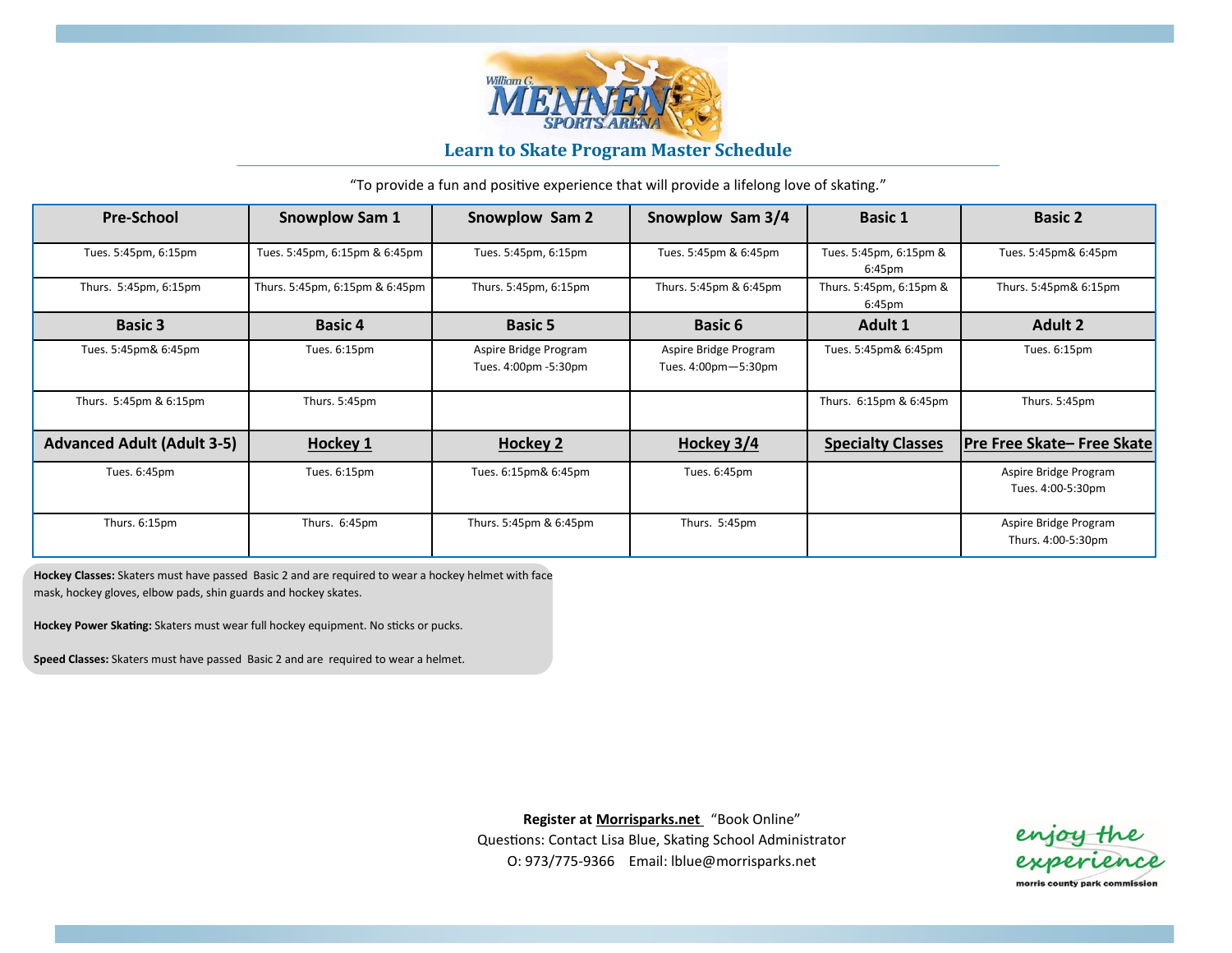## Learn to Skate Program Master Schedule

"To provide a fun and positive experience that will provide a lifelong love of skating."

| Pre-School | Snowplow Sam 1 | Snowplow Sam 2 | Snowplow Sam 3/4 | Basic 1 | Basic 2 |
|---|---|---|---|---|---|
| Tues. 5:45pm, 6:15pm | Tues. 5:45pm, 6:15pm & 6:45pm | Tues. 5:45pm, 6:15pm | Tues. 5:45pm & 6:45pm | Tues. 5:45pm, 6:15pm & 6:45pm | Tues. 5:45pm& 6:45pm |
| Thurs. 5:45pm, 6:15pm | Thurs. 5:45pm, 6:15pm & 6:45pm | Thurs. 5:45pm, 6:15pm | Thurs. 5:45pm & 6:45pm | Thurs. 5:45pm, 6:15pm & 6:45pm | Thurs. 5:45pm& 6:15pm |
| **Basic 3** | **Basic 4** | **Basic 5** | **Basic 6** | **Adult 1** | **Adult 2** |
| Tues. 5:45pm& 6:45pm | Tues. 6:15pm | Aspire Bridge Program Tues. 4:00pm -5:30pm | Aspire Bridge Program Tues. 4:00pm—5:30pm | Tues. 5:45pm& 6:45pm | Tues. 6:15pm |
| Thurs. 5:45pm & 6:15pm | Thurs. 5:45pm | | | Thurs. 6:15pm & 6:45pm | Thurs. 5:45pm |
| **Advanced Adult (Adult 3-5)** | **Hockey 1** | **Hockey 2** | **Hockey 3/4** | **Specialty Classes** | **Pre Free Skate– Free Skate** |
| Tues. 6:45pm | Tues. 6:15pm | Tues. 6:15pm& 6:45pm | Tues. 6:45pm | | Aspire Bridge Program Tues. 4:00-5:30pm |
| Thurs. 6:15pm | Thurs. 6:45pm | Thurs. 5:45pm & 6:45pm | Thurs. 5:45pm | | Aspire Bridge Program Thurs. 4:00-5:30pm |

**Hockey Classes:** Skaters must have passed Basic 2 and are required to wear a hockey helmet with face mask, hockey gloves, elbow pads, shin guards and hockey skates.

**Hockey Power Skating:** Skaters must wear full hockey equipment. No sticks or pucks.

**Speed Classes:** Skaters must have passed Basic 2 and are required to wear a helmet.

**Register at Morrisparks.net** "Book Online"
Questions: Contact Lisa Blue, Skating School Administrator
O: 973/775-9366 Email: lblue@morrisparks.net

enjoy the experience
morris county park commission